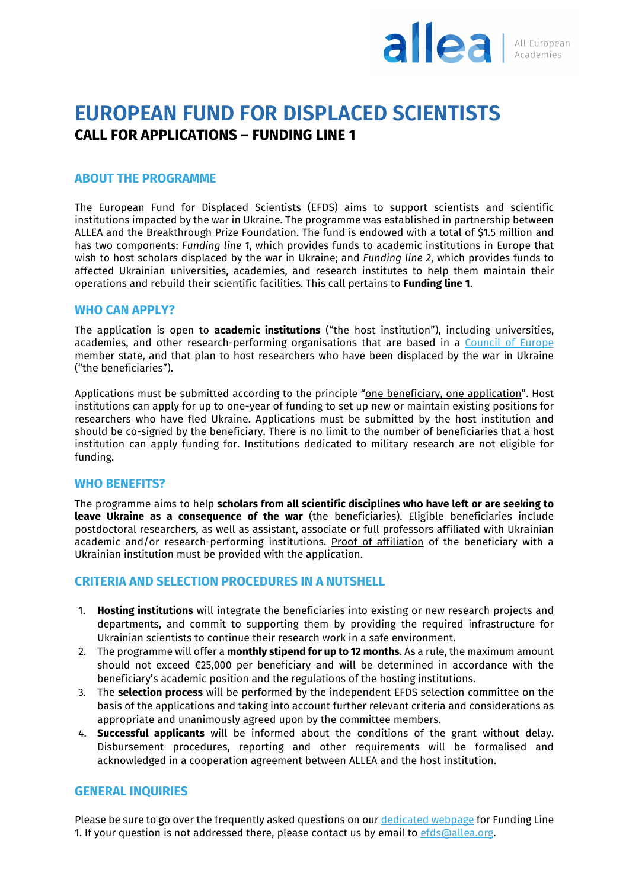# EUROPEAN FUND FOR DISPLACED SCIENTISTS

## CALL FOR APPLICATIONS – FUNDING LINE 1

### ABOUT THE PROGRAMME

The European Fund for Displaced Scientists (EFDS) aims to support scientists and scientific institutions impacted by the war in Ukraine. The programme was established in partnership between ALLEA and the Breakthrough Prize Foundation. The fund is endowed with a total of $1.5 million and has two components: *Funding line 1*, which provides funds to academic institutions in Europe that wish to host scholars displaced by the war in Ukraine; and *Funding line 2*, which provides funds to affected Ukrainian universities, academies, and research institutes to help them maintain their operations and rebuild their scientific facilities. This call pertains to **Funding line 1**.

### WHO CAN APPLY?

The application is open to **academic institutions** ("the host institution"), including universities, academies, and other research-performing organisations that are based in a Council of Europe member state, and that plan to host researchers who have been displaced by the war in Ukraine ("the beneficiaries").

Applications must be submitted according to the principle "one beneficiary, one application". Host institutions can apply for up to one-year of funding to set up new or maintain existing positions for researchers who have fled Ukraine. Applications must be submitted by the host institution and should be co-signed by the beneficiary. There is no limit to the number of beneficiaries that a host institution can apply funding for. Institutions dedicated to military research are not eligible for funding.

### WHO BENEFITS?

The programme aims to help **scholars from all scientific disciplines who have left or are seeking to leave Ukraine as a consequence of the war** (the beneficiaries). Eligible beneficiaries include postdoctoral researchers, as well as assistant, associate or full professors affiliated with Ukrainian academic and/or research-performing institutions. Proof of affiliation of the beneficiary with a Ukrainian institution must be provided with the application.

### CRITERIA AND SELECTION PROCEDURES IN A NUTSHELL

1. **Hosting institutions** will integrate the beneficiaries into existing or new research projects and departments, and commit to supporting them by providing the required infrastructure for Ukrainian scientists to continue their research work in a safe environment.
2. The programme will offer a **monthly stipend for up to 12 months**. As a rule, the maximum amount should not exceed €25,000 per beneficiary and will be determined in accordance with the beneficiary's academic position and the regulations of the hosting institutions.
3. The **selection process** will be performed by the independent EFDS selection committee on the basis of the applications and taking into account further relevant criteria and considerations as appropriate and unanimously agreed upon by the committee members.
4. **Successful applicants** will be informed about the conditions of the grant without delay. Disbursement procedures, reporting and other requirements will be formalised and acknowledged in a cooperation agreement between ALLEA and the host institution.

### GENERAL INQUIRIES

Please be sure to go over the frequently asked questions on our dedicated webpage for Funding Line 1. If your question is not addressed there, please contact us by email to efds@allea.org.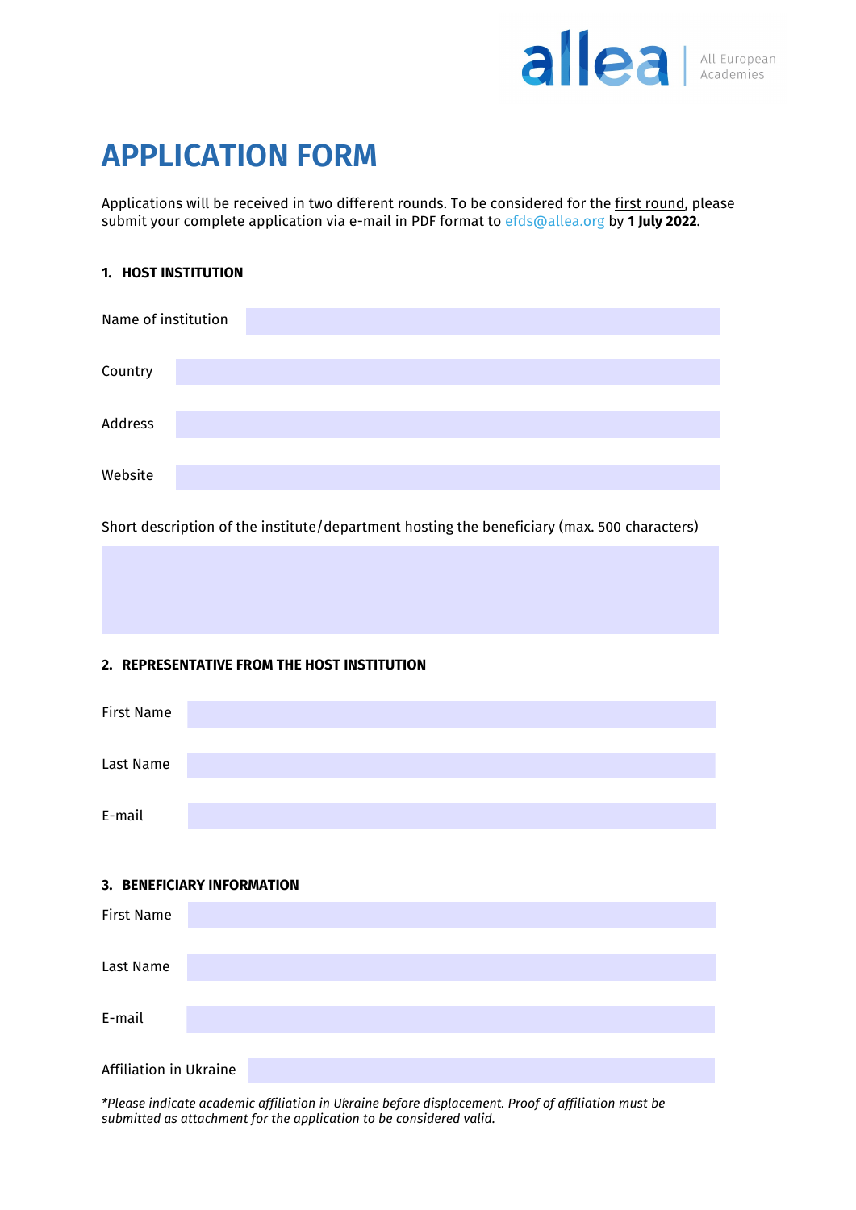# APPLICATION FORM

Applications will be received in two different rounds. To be considered for the first round, please submit your complete application via e-mail in PDF format to efds@allea.org by **1 July 2022**.

### 1. HOST INSTITUTION

Name of institution

Country

Address

Website

Short description of the institute/department hosting the beneficiary (max. 500 characters)

### 2. REPRESENTATIVE FROM THE HOST INSTITUTION

First Name

Last Name

E-mail

### 3. BENEFICIARY INFORMATION

First Name

Last Name

E-mail

Affiliation in Ukraine

*\*Please indicate academic affiliation in Ukraine before displacement. Proof of affiliation must be submitted as attachment for the application to be considered valid.*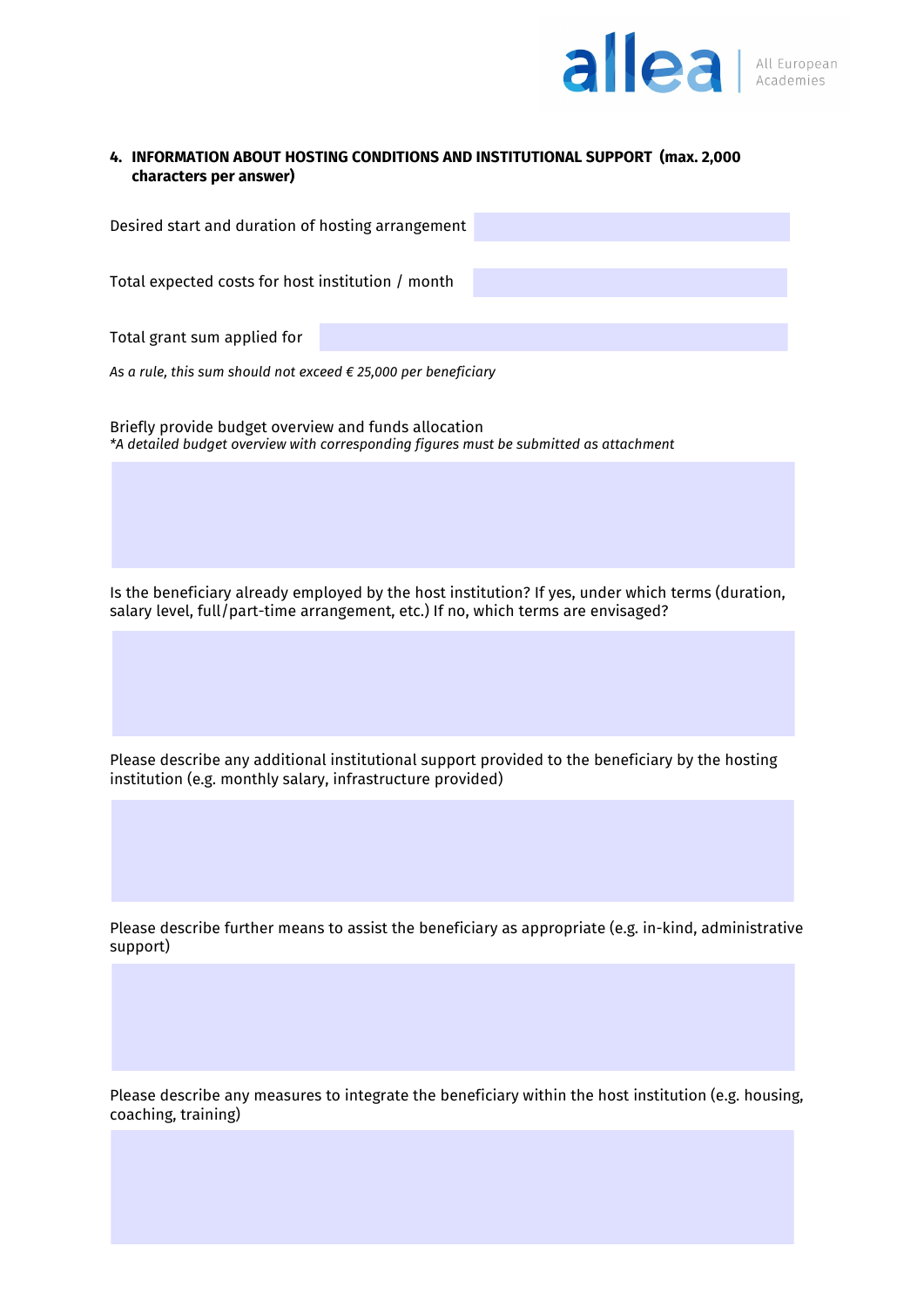**4. INFORMATION ABOUT HOSTING CONDITIONS AND INSTITUTIONAL SUPPORT (max. 2,000 characters per answer)**

Desired start and duration of hosting arrangement

Total expected costs for host institution / month

Total grant sum applied for

*As a rule, this sum should not exceed € 25,000 per beneficiary*

Briefly provide budget overview and funds allocation
*\*A detailed budget overview with corresponding figures must be submitted as attachment*

Is the beneficiary already employed by the host institution? If yes, under which terms (duration, salary level, full/part-time arrangement, etc.) If no, which terms are envisaged?

Please describe any additional institutional support provided to the beneficiary by the hosting institution (e.g. monthly salary, infrastructure provided)

Please describe further means to assist the beneficiary as appropriate (e.g. in-kind, administrative support)

Please describe any measures to integrate the beneficiary within the host institution (e.g. housing, coaching, training)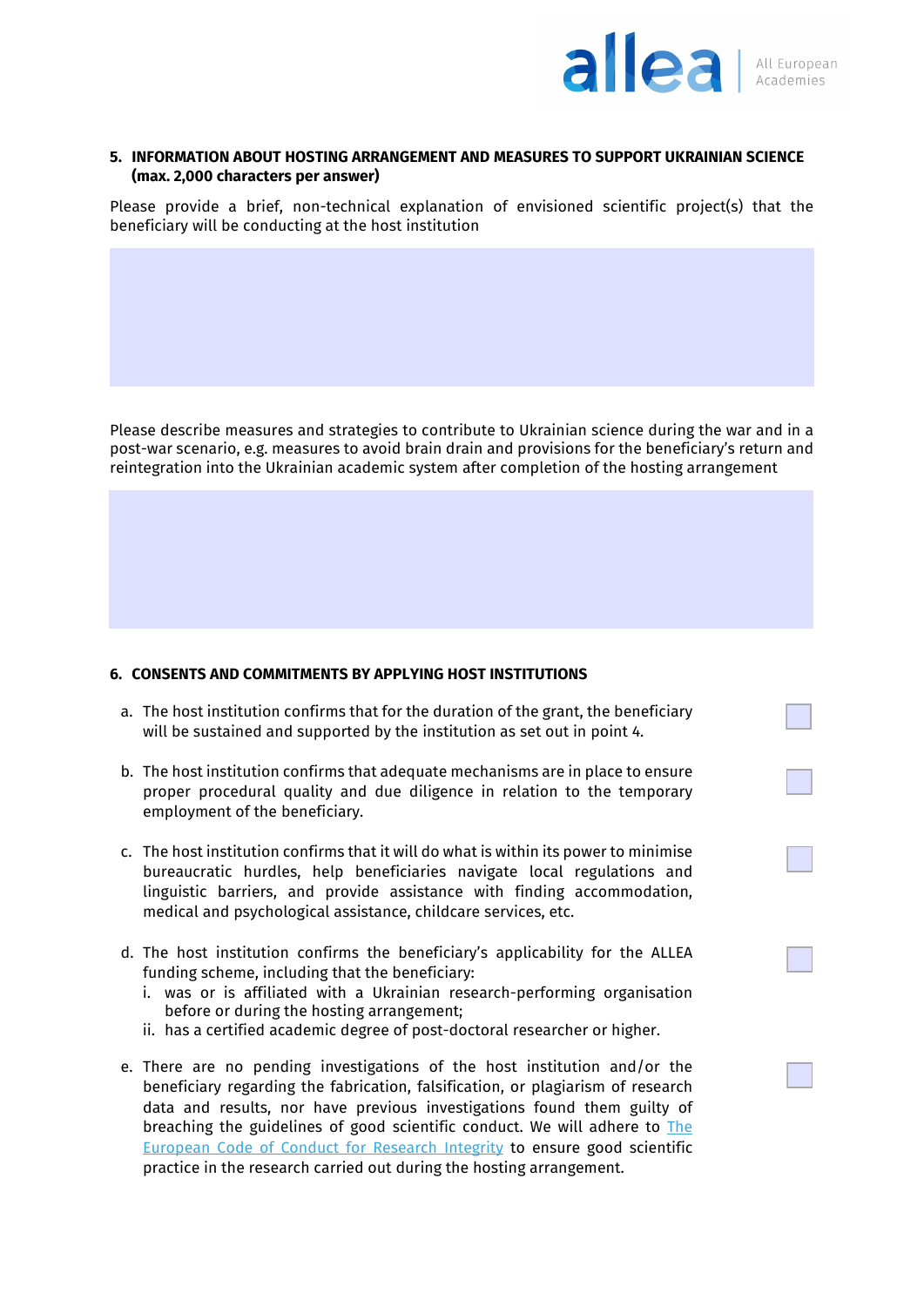## 5. INFORMATION ABOUT HOSTING ARRANGEMENT AND MEASURES TO SUPPORT UKRAINIAN SCIENCE (max. 2,000 characters per answer)

Please provide a brief, non-technical explanation of envisioned scientific project(s) that the beneficiary will be conducting at the host institution

Please describe measures and strategies to contribute to Ukrainian science during the war and in a post-war scenario, e.g. measures to avoid brain drain and provisions for the beneficiary's return and reintegration into the Ukrainian academic system after completion of the hosting arrangement

## 6. CONSENTS AND COMMITMENTS BY APPLYING HOST INSTITUTIONS

a. The host institution confirms that for the duration of the grant, the beneficiary will be sustained and supported by the institution as set out in point 4. ☐

b. The host institution confirms that adequate mechanisms are in place to ensure proper procedural quality and due diligence in relation to the temporary employment of the beneficiary. ☐

c. The host institution confirms that it will do what is within its power to minimise bureaucratic hurdles, help beneficiaries navigate local regulations and linguistic barriers, and provide assistance with finding accommodation, medical and psychological assistance, childcare services, etc. ☐

d. The host institution confirms the beneficiary's applicability for the ALLEA funding scheme, including that the beneficiary: ☐
   i. was or is affiliated with a Ukrainian research-performing organisation before or during the hosting arrangement;
   ii. has a certified academic degree of post-doctoral researcher or higher.

e. There are no pending investigations of the host institution and/or the beneficiary regarding the fabrication, falsification, or plagiarism of research data and results, nor have previous investigations found them guilty of breaching the guidelines of good scientific conduct. We will adhere to The European Code of Conduct for Research Integrity to ensure good scientific practice in the research carried out during the hosting arrangement. ☐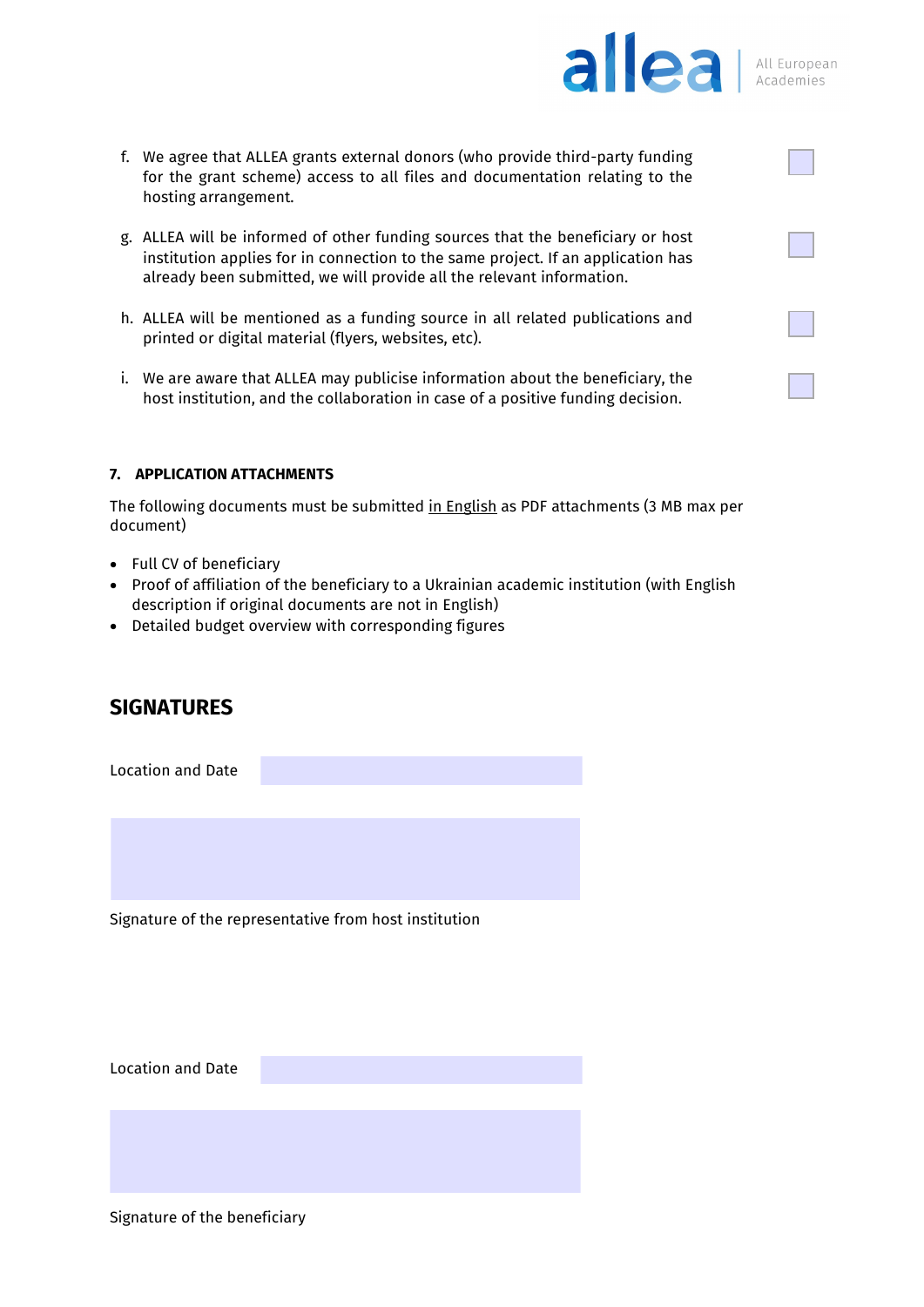f. We agree that ALLEA grants external donors (who provide third-party funding for the grant scheme) access to all files and documentation relating to the hosting arrangement. ☐

g. ALLEA will be informed of other funding sources that the beneficiary or host institution applies for in connection to the same project. If an application has already been submitted, we will provide all the relevant information. ☐

h. ALLEA will be mentioned as a funding source in all related publications and printed or digital material (flyers, websites, etc). ☐

i. We are aware that ALLEA may publicise information about the beneficiary, the host institution, and the collaboration in case of a positive funding decision. ☐

#### 7. APPLICATION ATTACHMENTS

The following documents must be submitted in English as PDF attachments (3 MB max per document)

- Full CV of beneficiary
- Proof of affiliation of the beneficiary to a Ukrainian academic institution (with English description if original documents are not in English)
- Detailed budget overview with corresponding figures

## SIGNATURES

Location and Date

Signature of the representative from host institution

Location and Date

Signature of the beneficiary